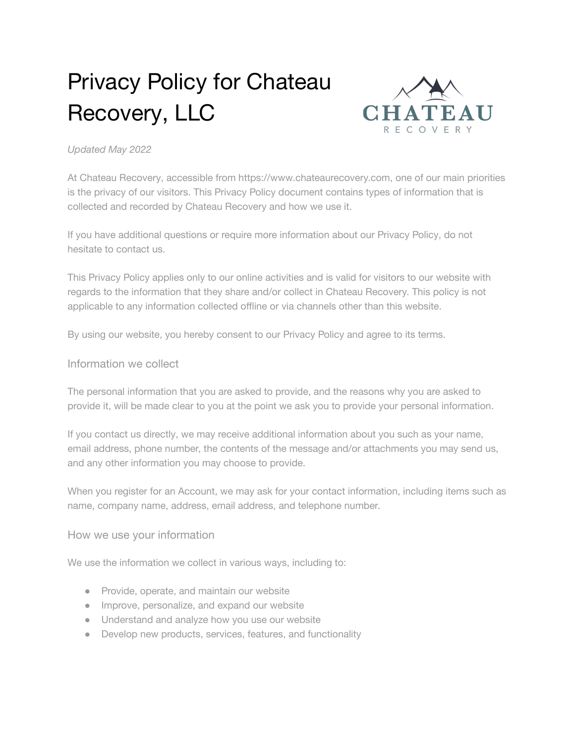# Privacy Policy for Chateau Recovery, LLC

*Updated May 2022*

At Chateau Recovery, accessible from https://www.chateaurecovery.com, one of our main priorities is the privacy of our visitors. This Privacy Policy document contains types of information that is collected and recorded by Chateau Recovery and how we use it.

If you have additional questions or require more information about our Privacy Policy, do not hesitate to contact us.

This Privacy Policy applies only to our online activities and is valid for visitors to our website with regards to the information that they share and/or collect in Chateau Recovery. This policy is not applicable to any information collected offline or via channels other than this website.

By using our website, you hereby consent to our Privacy Policy and agree to its terms.

## Information we collect

The personal information that you are asked to provide, and the reasons why you are asked to provide it, will be made clear to you at the point we ask you to provide your personal information.

If you contact us directly, we may receive additional information about you such as your name, email address, phone number, the contents of the message and/or attachments you may send us, and any other information you may choose to provide.

When you register for an Account, we may ask for your contact information, including items such as name, company name, address, email address, and telephone number.

## How we use your information

We use the information we collect in various ways, including to:

- Provide, operate, and maintain our website
- Improve, personalize, and expand our website
- Understand and analyze how you use our website
- Develop new products, services, features, and functionality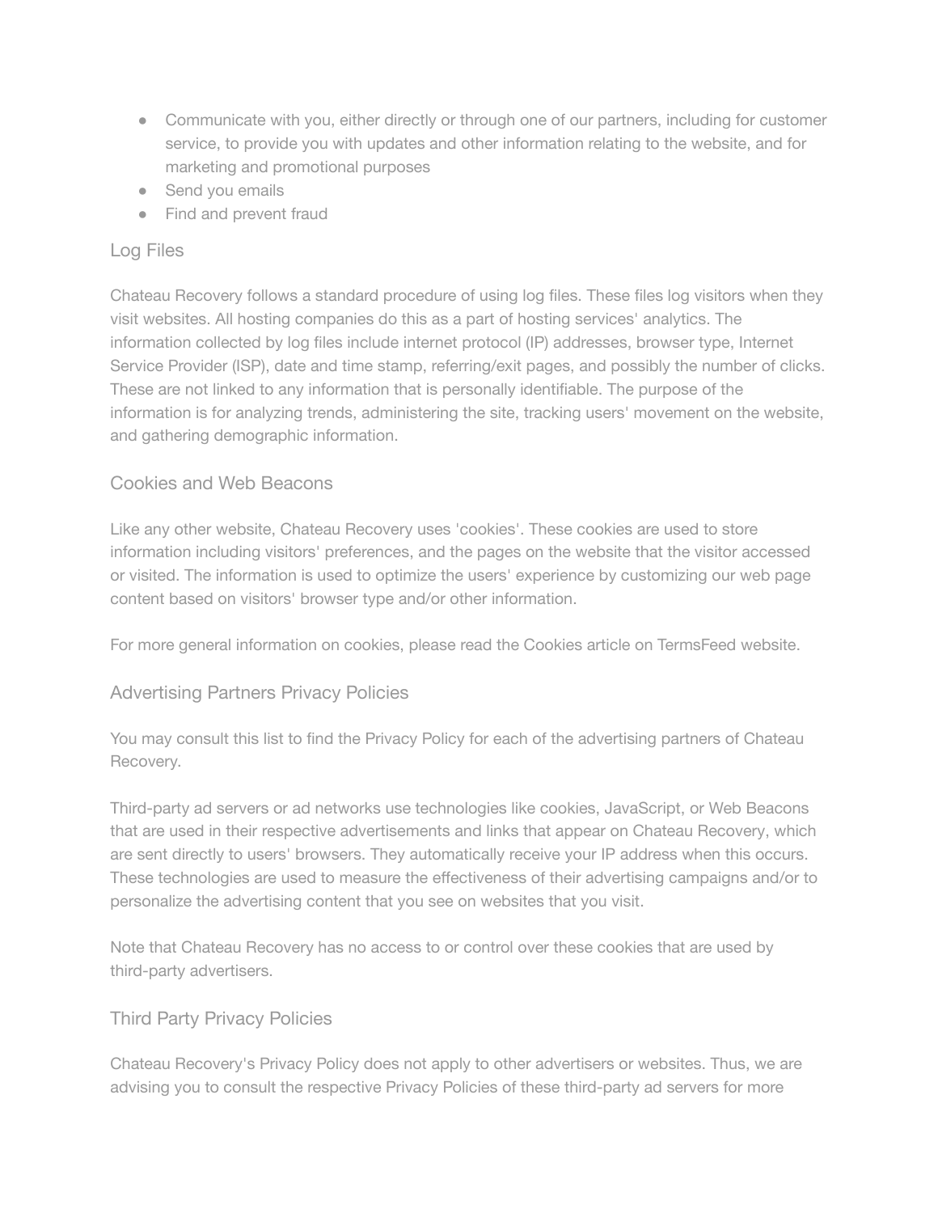- Communicate with you, either directly or through one of our partners, including for customer service, to provide you with updates and other information relating to the website, and for marketing and promotional purposes
- Send you emails
- Find and prevent fraud

## Log Files

Chateau Recovery follows a standard procedure of using log files. These files log visitors when they visit websites. All hosting companies do this as a part of hosting services' analytics. The information collected by log files include internet protocol (IP) addresses, browser type, Internet Service Provider (ISP), date and time stamp, referring/exit pages, and possibly the number of clicks. These are not linked to any information that is personally identifiable. The purpose of the information is for analyzing trends, administering the site, tracking users' movement on the website, and gathering demographic information.

## Cookies and Web Beacons

Like any other website, Chateau Recovery uses 'cookies'. These cookies are used to store information including visitors' preferences, and the pages on the website that the visitor accessed or visited. The information is used to optimize the users' experience by customizing our web page content based on visitors' browser type and/or other information.

For more general information on cookies, please read the Cookies article on TermsFeed website.

## Advertising Partners Privacy Policies

You may consult this list to find the Privacy Policy for each of the advertising partners of Chateau Recovery.

Third-party ad servers or ad networks use technologies like cookies, JavaScript, or Web Beacons that are used in their respective advertisements and links that appear on Chateau Recovery, which are sent directly to users' browsers. They automatically receive your IP address when this occurs. These technologies are used to measure the effectiveness of their advertising campaigns and/or to personalize the advertising content that you see on websites that you visit.

Note that Chateau Recovery has no access to or control over these cookies that are used by third-party advertisers.

## Third Party Privacy Policies

Chateau Recovery's Privacy Policy does not apply to other advertisers or websites. Thus, we are advising you to consult the respective Privacy Policies of these third-party ad servers for more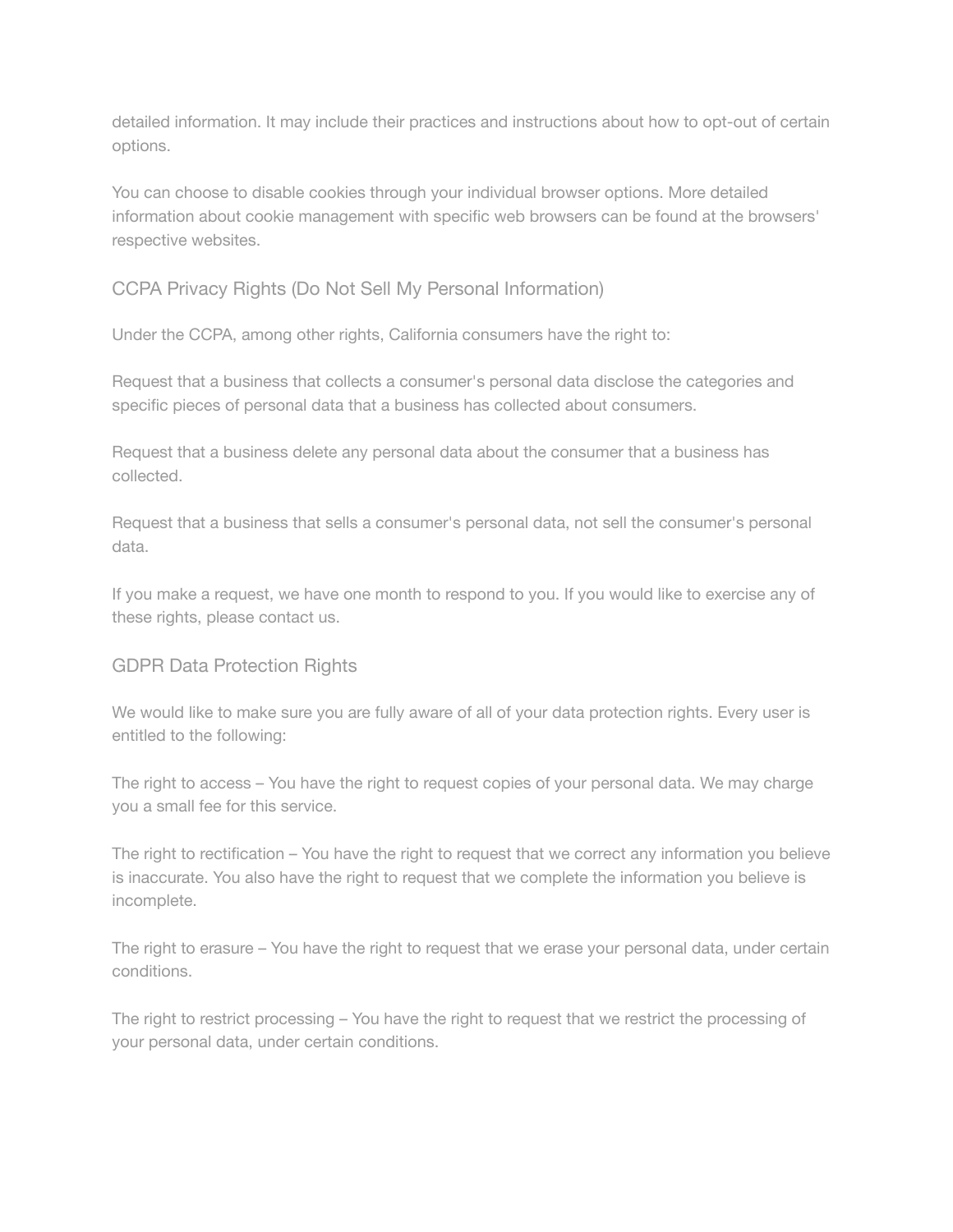detailed information. It may include their practices and instructions about how to opt-out of certain options.

You can choose to disable cookies through your individual browser options. More detailed information about cookie management with specific web browsers can be found at the browsers' respective websites.

## CCPA Privacy Rights (Do Not Sell My Personal Information)

Under the CCPA, among other rights, California consumers have the right to:

Request that a business that collects a consumer's personal data disclose the categories and specific pieces of personal data that a business has collected about consumers.

Request that a business delete any personal data about the consumer that a business has collected.

Request that a business that sells a consumer's personal data, not sell the consumer's personal data.

If you make a request, we have one month to respond to you. If you would like to exercise any of these rights, please contact us.

## GDPR Data Protection Rights

We would like to make sure you are fully aware of all of your data protection rights. Every user is entitled to the following:

The right to access – You have the right to request copies of your personal data. We may charge you a small fee for this service.

The right to rectification – You have the right to request that we correct any information you believe is inaccurate. You also have the right to request that we complete the information you believe is incomplete.

The right to erasure – You have the right to request that we erase your personal data, under certain conditions.

The right to restrict processing – You have the right to request that we restrict the processing of your personal data, under certain conditions.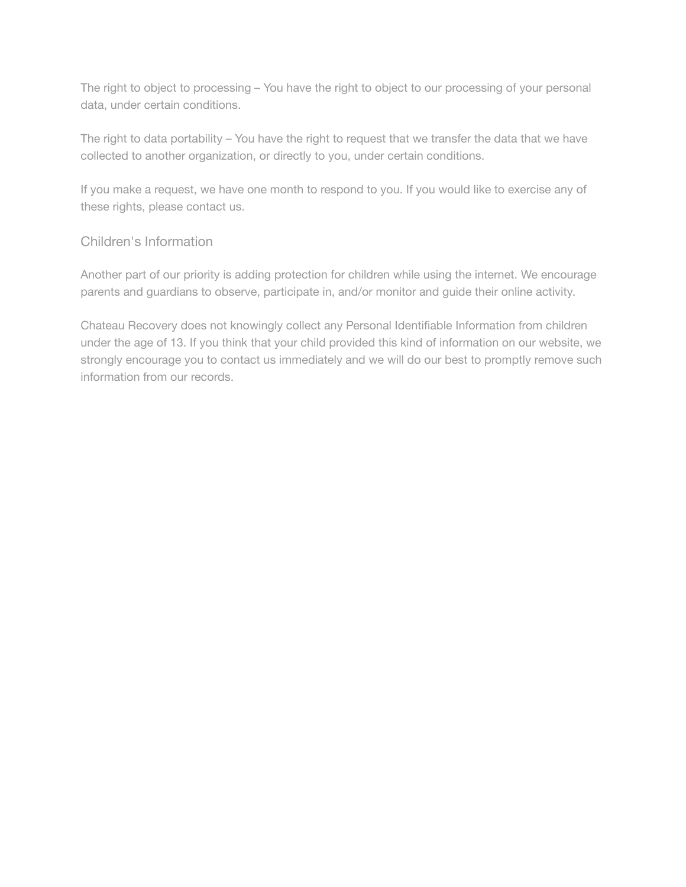The right to object to processing – You have the right to object to our processing of your personal data, under certain conditions.

The right to data portability – You have the right to request that we transfer the data that we have collected to another organization, or directly to you, under certain conditions.

If you make a request, we have one month to respond to you. If you would like to exercise any of these rights, please contact us.

## Children's Information

Another part of our priority is adding protection for children while using the internet. We encourage parents and guardians to observe, participate in, and/or monitor and guide their online activity.

Chateau Recovery does not knowingly collect any Personal Identifiable Information from children under the age of 13. If you think that your child provided this kind of information on our website, we strongly encourage you to contact us immediately and we will do our best to promptly remove such information from our records.